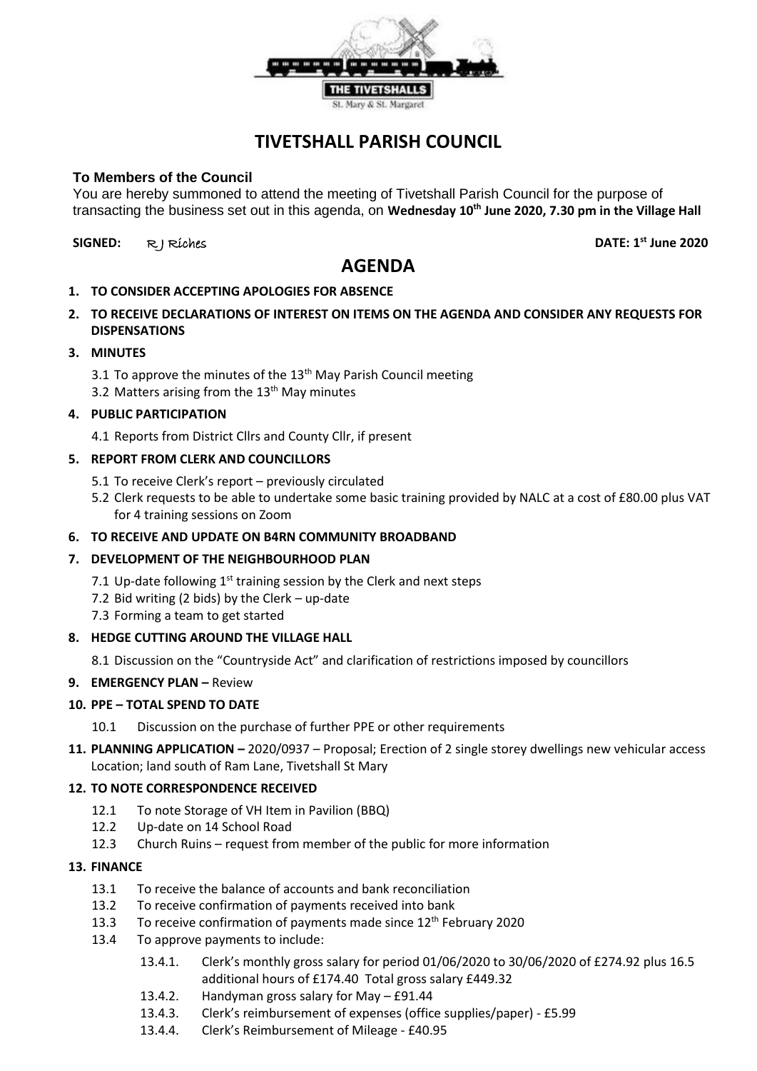THE TIVETSHALLS

St. Mary & St. Margaret

# TIVETSHALL PARISH COUNCIL

**To Members of the Council**

You are hereby summoned to attend the meeting of Tivetshall Parish Council for the purpose of transacting the business set out in this agenda, on **Wednesday 10th June 2020, 7.30 pm in the Village Hall**

**SIGNED:** R J Riches **DATE: 1st June 2020**

## AGENDA

1. **TO CONSIDER ACCEPTING APOLOGIES FOR ABSENCE**
2. **TO RECEIVE DECLARATIONS OF INTEREST ON ITEMS ON THE AGENDA AND CONSIDER ANY REQUESTS FOR DISPENSATIONS**
3. **MINUTES**
   - 3.1 To approve the minutes of the 13th May Parish Council meeting
   - 3.2 Matters arising from the 13th May minutes
4. **PUBLIC PARTICIPATION**
   - 4.1 Reports from District Cllrs and County Cllr, if present
5. **REPORT FROM CLERK AND COUNCILLORS**
   - 5.1 To receive Clerk's report – previously circulated
   - 5.2 Clerk requests to be able to undertake some basic training provided by NALC at a cost of £80.00 plus VAT for 4 training sessions on Zoom
6. **TO RECEIVE AND UPDATE ON B4RN COMMUNITY BROADBAND**
7. **DEVELOPMENT OF THE NEIGHBOURHOOD PLAN**
   - 7.1 Up-date following 1st training session by the Clerk and next steps
   - 7.2 Bid writing (2 bids) by the Clerk – up-date
   - 7.3 Forming a team to get started
8. **HEDGE CUTTING AROUND THE VILLAGE HALL**
   - 8.1 Discussion on the "Countryside Act" and clarification of restrictions imposed by councillors
9. **EMERGENCY PLAN –** Review
10. **PPE – TOTAL SPEND TO DATE**
    - 10.1 Discussion on the purchase of further PPE or other requirements
11. **PLANNING APPLICATION –** 2020/0937 – Proposal; Erection of 2 single storey dwellings new vehicular access Location; land south of Ram Lane, Tivetshall St Mary
12. **TO NOTE CORRESPONDENCE RECEIVED**
    - 12.1 To note Storage of VH Item in Pavilion (BBQ)
    - 12.2 Up-date on 14 School Road
    - 12.3 Church Ruins – request from member of the public for more information
13. **FINANCE**
    - 13.1 To receive the balance of accounts and bank reconciliation
    - 13.2 To receive confirmation of payments received into bank
    - 13.3 To receive confirmation of payments made since 12th February 2020
    - 13.4 To approve payments to include:
      - 13.4.1. Clerk's monthly gross salary for period 01/06/2020 to 30/06/2020 of £274.92 plus 16.5 additional hours of £174.40 Total gross salary £449.32
      - 13.4.2. Handyman gross salary for May – £91.44
      - 13.4.3. Clerk's reimbursement of expenses (office supplies/paper) - £5.99
      - 13.4.4. Clerk's Reimbursement of Mileage - £40.95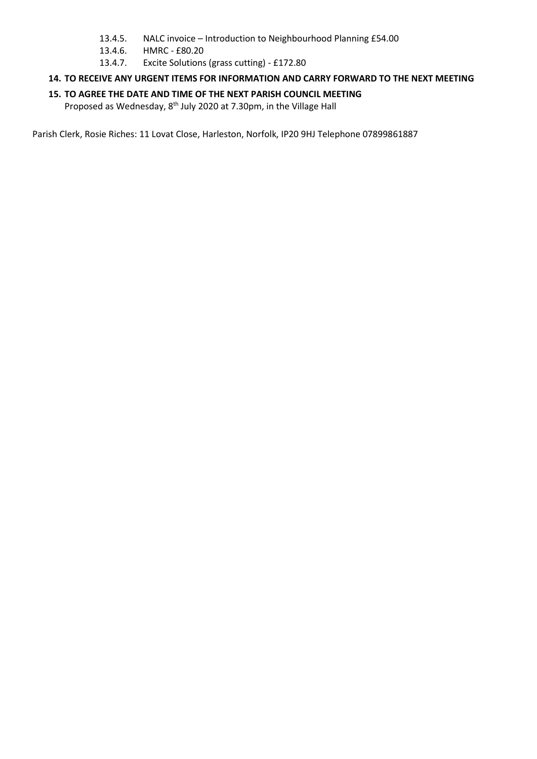13.4.5. NALC invoice – Introduction to Neighbourhood Planning £54.00
13.4.6. HMRC - £80.20
13.4.7. Excite Solutions (grass cutting) - £172.80

**14. TO RECEIVE ANY URGENT ITEMS FOR INFORMATION AND CARRY FORWARD TO THE NEXT MEETING**

**15. TO AGREE THE DATE AND TIME OF THE NEXT PARISH COUNCIL MEETING**

Proposed as Wednesday, 8th July 2020 at 7.30pm, in the Village Hall

Parish Clerk, Rosie Riches: 11 Lovat Close, Harleston, Norfolk, IP20 9HJ Telephone 07899861887